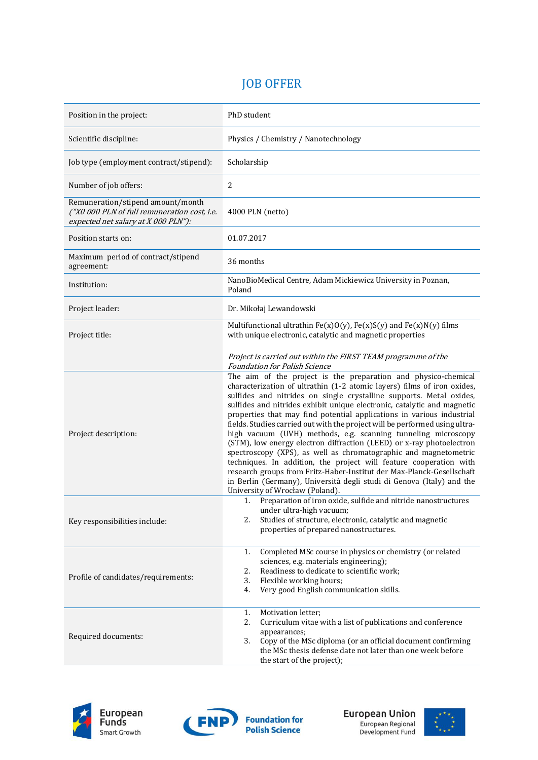# JOB OFFER

| | |
|---|---|
| Position in the project: | PhD student |
| Scientific discipline: | Physics / Chemistry / Nanotechnology |
| Job type (employment contract/stipend): | Scholarship |
| Number of job offers: | 2 |
| Remuneration/stipend amount/month *("X0 000 PLN of full remuneration cost, i.e. expected net salary at X 000 PLN"):* | 4000 PLN (netto) |
| Position starts on: | 01.07.2017 |
| Maximum period of contract/stipend agreement: | 36 months |
| Institution: | NanoBioMedical Centre, Adam Mickiewicz University in Poznan, Poland |
| Project leader: | Dr. Mikołaj Lewandowski |
| Project title: | Multifunctional ultrathin Fe(x)O(y), Fe(x)S(y) and Fe(x)N(y) films with unique electronic, catalytic and magnetic properties<br><br>*Project is carried out within the FIRST TEAM programme of the Foundation for Polish Science* |
| Project description: | The aim of the project is the preparation and physico-chemical characterization of ultrathin (1-2 atomic layers) films of iron oxides, sulfides and nitrides on single crystalline supports. Metal oxides, sulfides and nitrides exhibit unique electronic, catalytic and magnetic properties that may find potential applications in various industrial fields. Studies carried out with the project will be performed using ultra-high vacuum (UVH) methods, e.g. scanning tunneling microscopy (STM), low energy electron diffraction (LEED) or x-ray photoelectron spectroscopy (XPS), as well as chromatographic and magnetometric techniques. In addition, the project will feature cooperation with research groups from Fritz-Haber-Institut der Max-Planck-Gesellschaft in Berlin (Germany), Università degli studi di Genova (Italy) and the University of Wrocław (Poland). |
| Key responsibilities include: | 1. Preparation of iron oxide, sulfide and nitride nanostructures under ultra-high vacuum;<br>2. Studies of structure, electronic, catalytic and magnetic properties of prepared nanostructures. |
| Profile of candidates/requirements: | 1. Completed MSc course in physics or chemistry (or related sciences, e.g. materials engineering);<br>2. Readiness to dedicate to scientific work;<br>3. Flexible working hours;<br>4. Very good English communication skills. |
| Required documents: | 1. Motivation letter;<br>2. Curriculum vitae with a list of publications and conference appearances;<br>3. Copy of the MSc diploma (or an official document confirming the MSc thesis defense date not later than one week before the start of the project); |

European Funds Smart Growth | Foundation for Polish Science | European Union European Regional Development Fund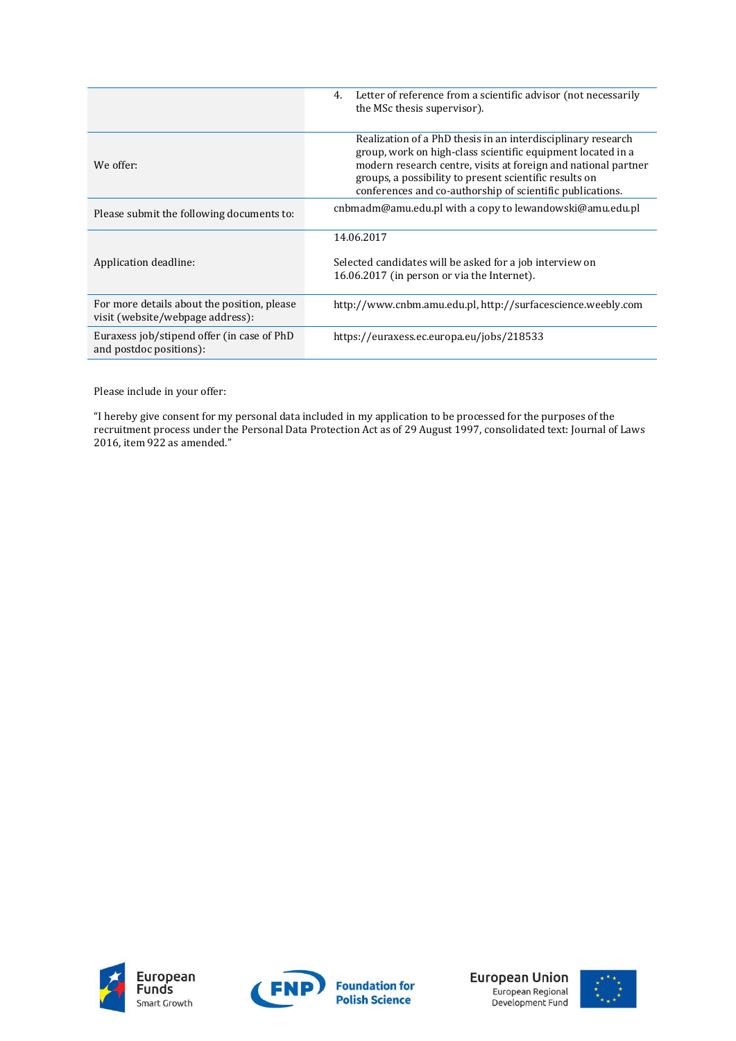| | |
|---|---|
| | 4. Letter of reference from a scientific advisor (not necessarily the MSc thesis supervisor). |
| We offer: | Realization of a PhD thesis in an interdisciplinary research group, work on high-class scientific equipment located in a modern research centre, visits at foreign and national partner groups, a possibility to present scientific results on conferences and co-authorship of scientific publications. |
| Please submit the following documents to: | cnbmadm@amu.edu.pl with a copy to lewandowski@amu.edu.pl |
| Application deadline: | 14.06.2017<br><br>Selected candidates will be asked for a job interview on 16.06.2017 (in person or via the Internet). |
| For more details about the position, please visit (website/webpage address): | http://www.cnbm.amu.edu.pl, http://surfacescience.weebly.com |
| Euraxess job/stipend offer (in case of PhD and postdoc positions): | https://euraxess.ec.europa.eu/jobs/218533 |

Please include in your offer:

"I hereby give consent for my personal data included in my application to be processed for the purposes of the recruitment process under the Personal Data Protection Act as of 29 August 1997, consolidated text: Journal of Laws 2016, item 922 as amended."

European Funds Smart Growth

FNP Foundation for Polish Science

European Union European Regional Development Fund